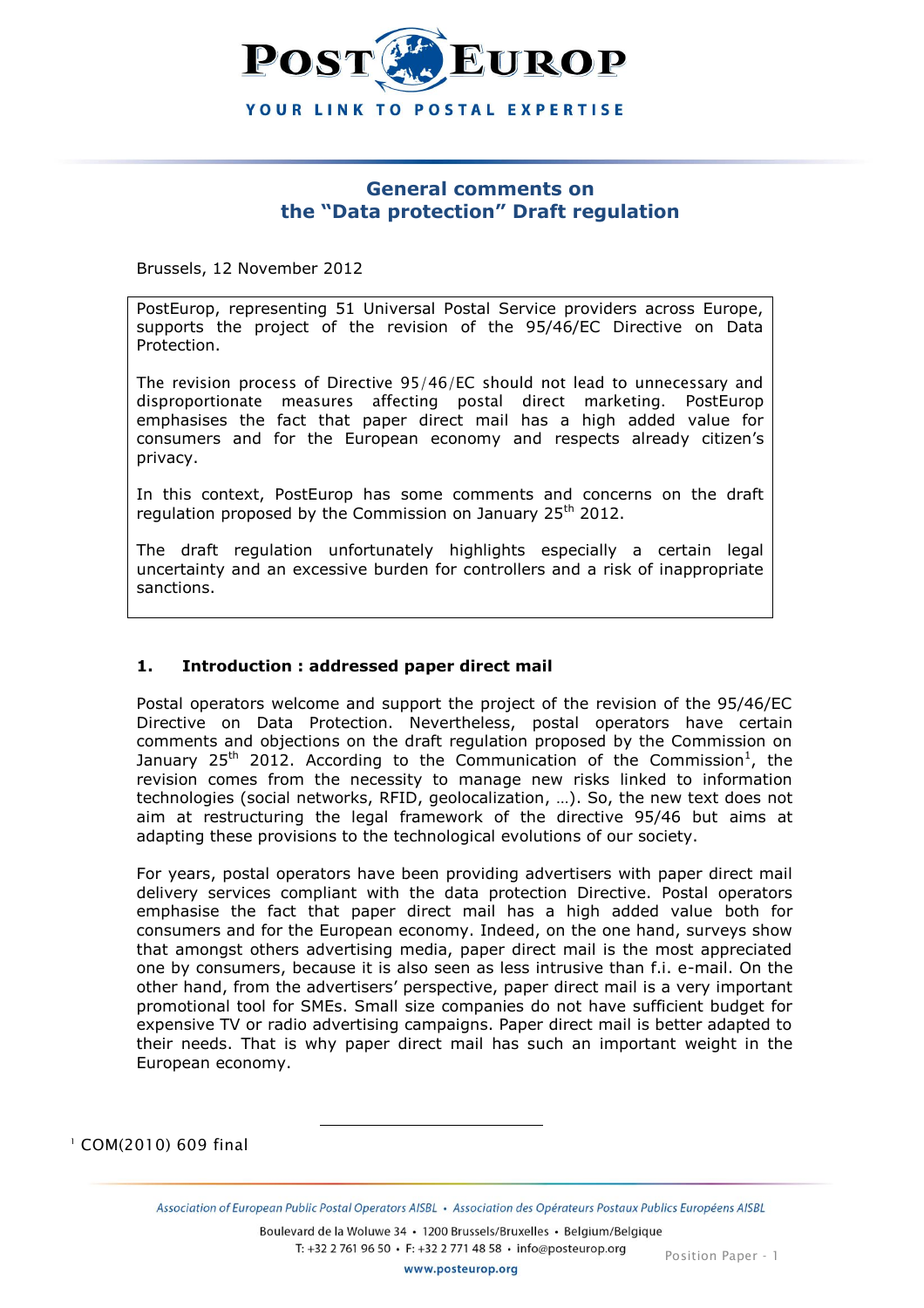# General comments on the "Data protection" Draft regulation

Brussels, 12 November 2012

PostEurop, representing 51 Universal Postal Service providers across Europe, supports the project of the revision of the 95/46/EC Directive on Data Protection.

The revision process of Directive 95/46/EC should not lead to unnecessary and disproportionate measures affecting postal direct marketing. PostEurop emphasises the fact that paper direct mail has a high added value for consumers and for the European economy and respects already citizen's privacy.

In this context, PostEurop has some comments and concerns on the draft regulation proposed by the Commission on January 25th 2012.

The draft regulation unfortunately highlights especially a certain legal uncertainty and an excessive burden for controllers and a risk of inappropriate sanctions.

## 1. Introduction : addressed paper direct mail

Postal operators welcome and support the project of the revision of the 95/46/EC Directive on Data Protection. Nevertheless, postal operators have certain comments and objections on the draft regulation proposed by the Commission on January 25th 2012. According to the Communication of the Commission[1], the revision comes from the necessity to manage new risks linked to information technologies (social networks, RFID, geolocalization, …). So, the new text does not aim at restructuring the legal framework of the directive 95/46 but aims at adapting these provisions to the technological evolutions of our society.

For years, postal operators have been providing advertisers with paper direct mail delivery services compliant with the data protection Directive. Postal operators emphasise the fact that paper direct mail has a high added value both for consumers and for the European economy. Indeed, on the one hand, surveys show that amongst others advertising media, paper direct mail is the most appreciated one by consumers, because it is also seen as less intrusive than f.i. e-mail. On the other hand, from the advertisers' perspective, paper direct mail is a very important promotional tool for SMEs. Small size companies do not have sufficient budget for expensive TV or radio advertising campaigns. Paper direct mail is better adapted to their needs. That is why paper direct mail has such an important weight in the European economy.

[1] COM(2010) 609 final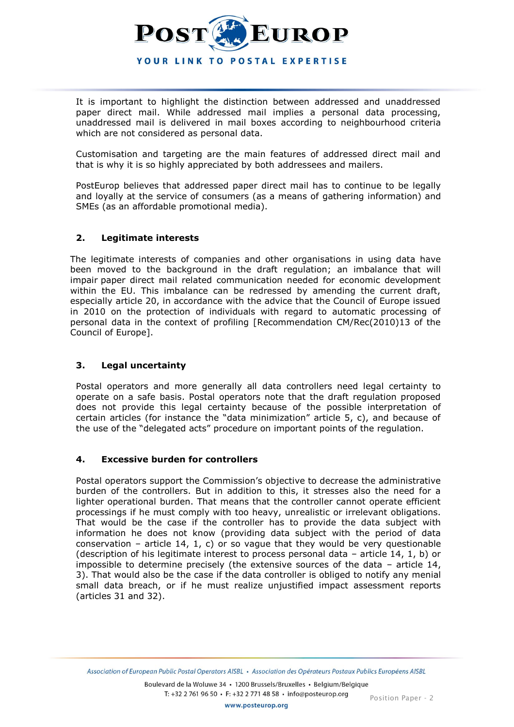It is important to highlight the distinction between addressed and unaddressed paper direct mail. While addressed mail implies a personal data processing, unaddressed mail is delivered in mail boxes according to neighbourhood criteria which are not considered as personal data.

Customisation and targeting are the main features of addressed direct mail and that is why it is so highly appreciated by both addressees and mailers.

PostEurop believes that addressed paper direct mail has to continue to be legally and loyally at the service of consumers (as a means of gathering information) and SMEs (as an affordable promotional media).

### 2. Legitimate interests

The legitimate interests of companies and other organisations in using data have been moved to the background in the draft regulation; an imbalance that will impair paper direct mail related communication needed for economic development within the EU. This imbalance can be redressed by amending the current draft, especially article 20, in accordance with the advice that the Council of Europe issued in 2010 on the protection of individuals with regard to automatic processing of personal data in the context of profiling [Recommendation CM/Rec(2010)13 of the Council of Europe].

### 3. Legal uncertainty

Postal operators and more generally all data controllers need legal certainty to operate on a safe basis. Postal operators note that the draft regulation proposed does not provide this legal certainty because of the possible interpretation of certain articles (for instance the "data minimization" article 5, c), and because of the use of the "delegated acts" procedure on important points of the regulation.

### 4. Excessive burden for controllers

Postal operators support the Commission's objective to decrease the administrative burden of the controllers. But in addition to this, it stresses also the need for a lighter operational burden. That means that the controller cannot operate efficient processings if he must comply with too heavy, unrealistic or irrelevant obligations. That would be the case if the controller has to provide the data subject with information he does not know (providing data subject with the period of data conservation – article 14, 1, c) or so vague that they would be very questionable (description of his legitimate interest to process personal data – article 14, 1, b) or impossible to determine precisely (the extensive sources of the data – article 14, 3). That would also be the case if the data controller is obliged to notify any menial small data breach, or if he must realize unjustified impact assessment reports (articles 31 and 32).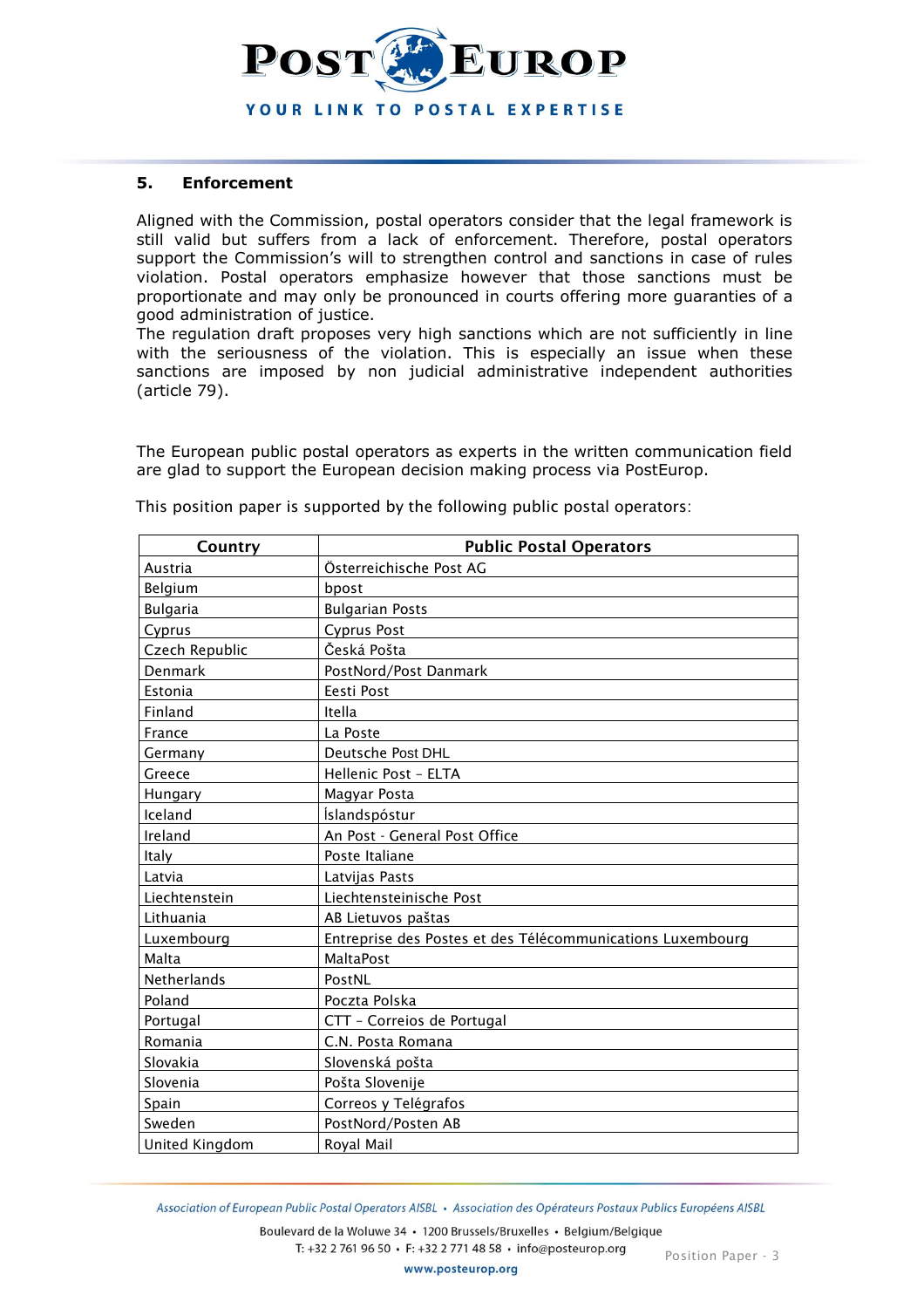## 5. Enforcement

Aligned with the Commission, postal operators consider that the legal framework is still valid but suffers from a lack of enforcement. Therefore, postal operators support the Commission's will to strengthen control and sanctions in case of rules violation. Postal operators emphasize however that those sanctions must be proportionate and may only be pronounced in courts offering more guarantees of a good administration of justice.
The regulation draft proposes very high sanctions which are not sufficiently in line with the seriousness of the violation. This is especially an issue when these sanctions are imposed by non judicial administrative independent authorities (article 79).

The European public postal operators as experts in the written communication field are glad to support the European decision making process via PostEurop.

This position paper is supported by the following public postal operators:

| Country | Public Postal Operators |
|---|---|
| Austria | Österreichische Post AG |
| Belgium | bpost |
| Bulgaria | Bulgarian Posts |
| Cyprus | Cyprus Post |
| Czech Republic | Česká Pošta |
| Denmark | PostNord/Post Danmark |
| Estonia | Eesti Post |
| Finland | Itella |
| France | La Poste |
| Germany | Deutsche Post DHL |
| Greece | Hellenic Post - ELTA |
| Hungary | Magyar Posta |
| Iceland | Íslandspóstur |
| Ireland | An Post - General Post Office |
| Italy | Poste Italiane |
| Latvia | Latvijas Pasts |
| Liechtenstein | Liechtensteinische Post |
| Lithuania | AB Lietuvos paštas |
| Luxembourg | Entreprise des Postes et des Télécommunications Luxembourg |
| Malta | MaltaPost |
| Netherlands | PostNL |
| Poland | Poczta Polska |
| Portugal | CTT - Correios de Portugal |
| Romania | C.N. Posta Romana |
| Slovakia | Slovenská pošta |
| Slovenia | Pošta Slovenije |
| Spain | Correos y Telégrafos |
| Sweden | PostNord/Posten AB |
| United Kingdom | Royal Mail |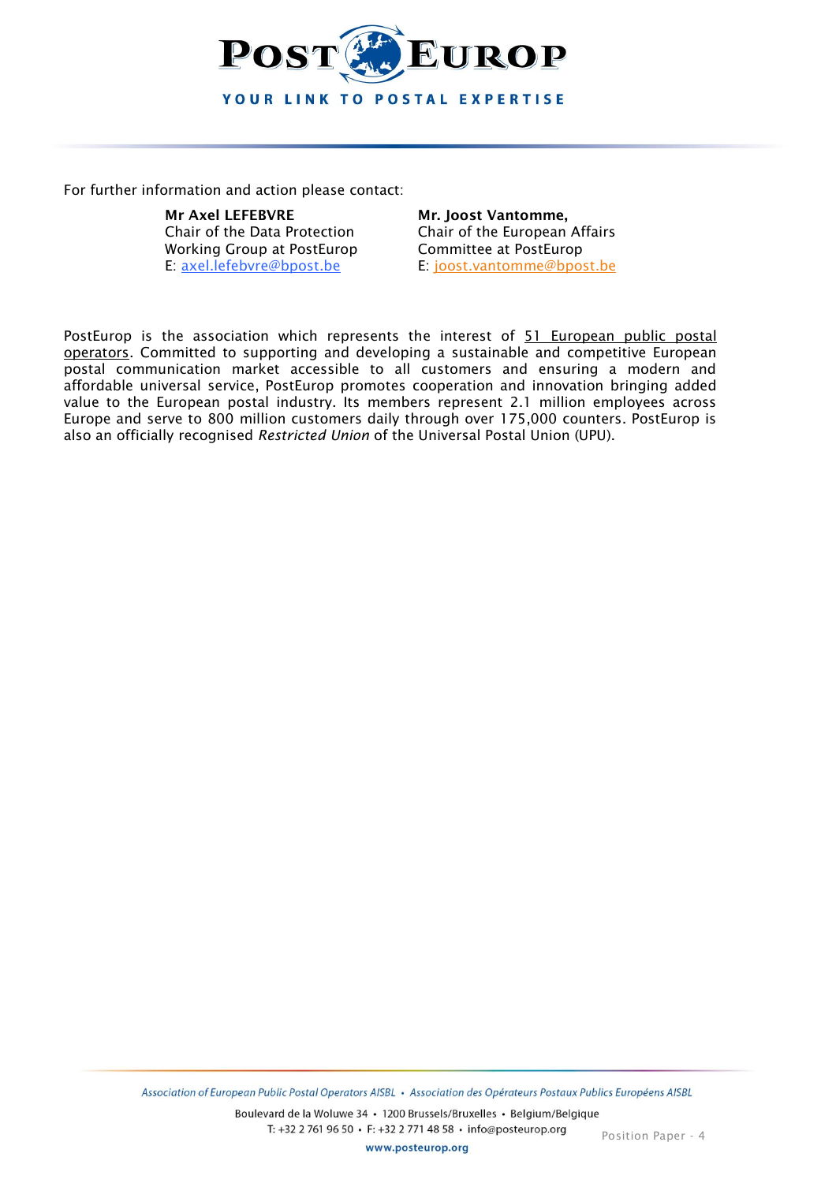For further information and action please contact:

**Mr Axel LEFEBVRE**
Chair of the Data Protection Working Group at PostEurop
E: axel.lefebvre@bpost.be

**Mr. Joost Vantomme,**
Chair of the European Affairs Committee at PostEurop
E: joost.vantomme@bpost.be

PostEurop is the association which represents the interest of 51 European public postal operators. Committed to supporting and developing a sustainable and competitive European postal communication market accessible to all customers and ensuring a modern and affordable universal service, PostEurop promotes cooperation and innovation bringing added value to the European postal industry. Its members represent 2.1 million employees across Europe and serve to 800 million customers daily through over 175,000 counters. PostEurop is also an officially recognised *Restricted Union* of the Universal Postal Union (UPU).